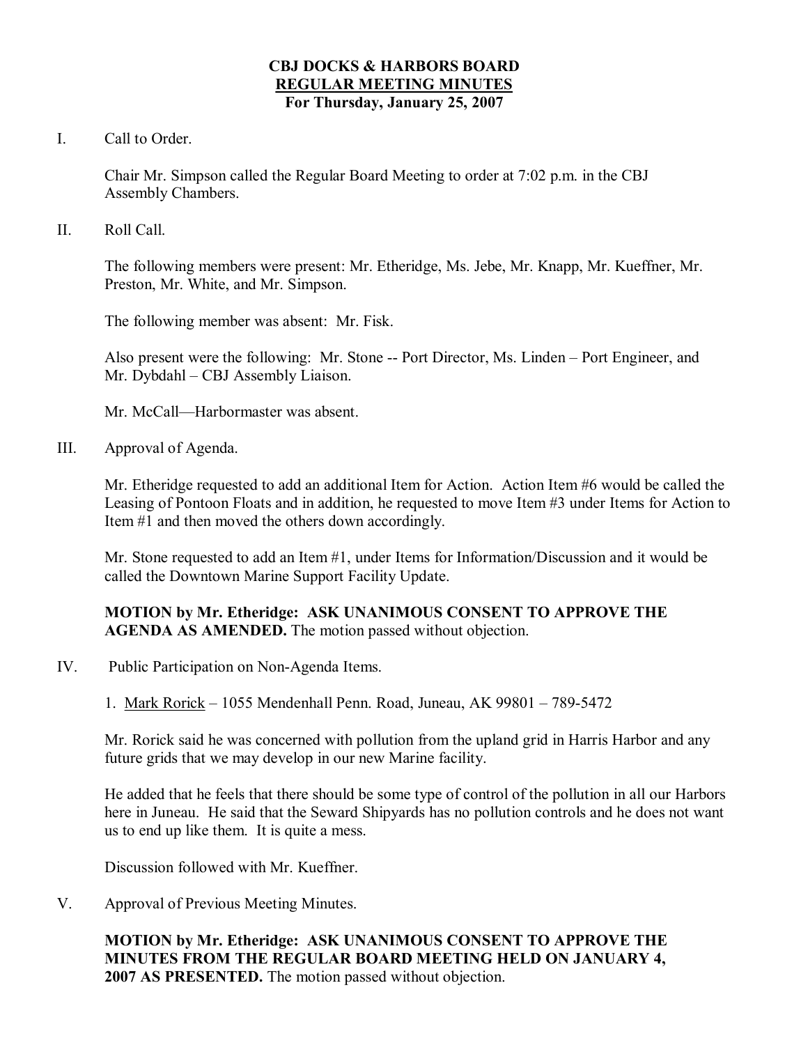**CBJ DOCKS & HARBORS BOARD**
**REGULAR MEETING MINUTES**
**For Thursday, January 25, 2007**

I. Call to Order.

Chair Mr. Simpson called the Regular Board Meeting to order at 7:02 p.m. in the CBJ Assembly Chambers.

II. Roll Call.

The following members were present: Mr. Etheridge, Ms. Jebe, Mr. Knapp, Mr. Kueffner, Mr. Preston, Mr. White, and Mr. Simpson.

The following member was absent: Mr. Fisk.

Also present were the following: Mr. Stone -- Port Director, Ms. Linden – Port Engineer, and Mr. Dybdahl – CBJ Assembly Liaison.

Mr. McCall—Harbormaster was absent.

III. Approval of Agenda.

Mr. Etheridge requested to add an additional Item for Action. Action Item #6 would be called the Leasing of Pontoon Floats and in addition, he requested to move Item #3 under Items for Action to Item #1 and then moved the others down accordingly.

Mr. Stone requested to add an Item #1, under Items for Information/Discussion and it would be called the Downtown Marine Support Facility Update.

**MOTION by Mr. Etheridge: ASK UNANIMOUS CONSENT TO APPROVE THE AGENDA AS AMENDED.** The motion passed without objection.

IV. Public Participation on Non-Agenda Items.

1. Mark Rorick – 1055 Mendenhall Penn. Road, Juneau, AK 99801 – 789-5472

Mr. Rorick said he was concerned with pollution from the upland grid in Harris Harbor and any future grids that we may develop in our new Marine facility.

He added that he feels that there should be some type of control of the pollution in all our Harbors here in Juneau. He said that the Seward Shipyards has no pollution controls and he does not want us to end up like them. It is quite a mess.

Discussion followed with Mr. Kueffner.

V. Approval of Previous Meeting Minutes.

**MOTION by Mr. Etheridge: ASK UNANIMOUS CONSENT TO APPROVE THE MINUTES FROM THE REGULAR BOARD MEETING HELD ON JANUARY 4, 2007 AS PRESENTED.** The motion passed without objection.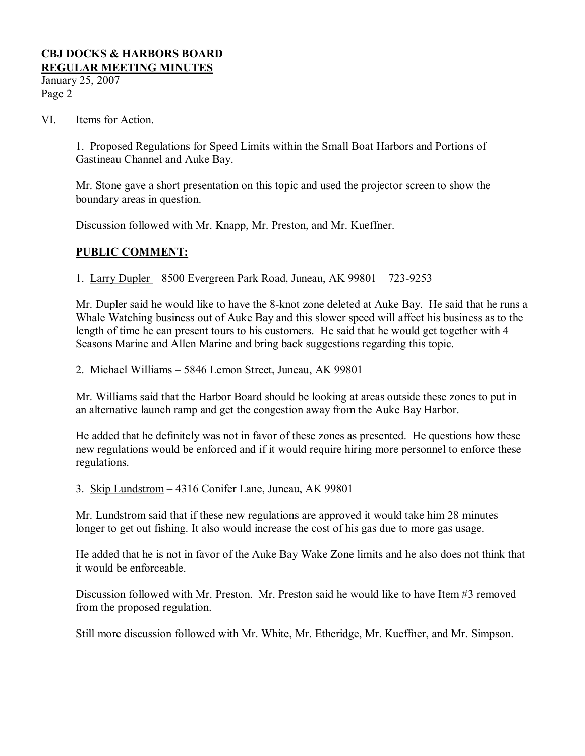VI. Items for Action.

1. Proposed Regulations for Speed Limits within the Small Boat Harbors and Portions of Gastineau Channel and Auke Bay.

Mr. Stone gave a short presentation on this topic and used the projector screen to show the boundary areas in question.

Discussion followed with Mr. Knapp, Mr. Preston, and Mr. Kueffner.

**PUBLIC COMMENT:**

1. Larry Dupler – 8500 Evergreen Park Road, Juneau, AK 99801 – 723-9253

Mr. Dupler said he would like to have the 8-knot zone deleted at Auke Bay. He said that he runs a Whale Watching business out of Auke Bay and this slower speed will affect his business as to the length of time he can present tours to his customers. He said that he would get together with 4 Seasons Marine and Allen Marine and bring back suggestions regarding this topic.

2. Michael Williams – 5846 Lemon Street, Juneau, AK 99801

Mr. Williams said that the Harbor Board should be looking at areas outside these zones to put in an alternative launch ramp and get the congestion away from the Auke Bay Harbor.

He added that he definitely was not in favor of these zones as presented. He questions how these new regulations would be enforced and if it would require hiring more personnel to enforce these regulations.

3. Skip Lundstrom – 4316 Conifer Lane, Juneau, AK 99801

Mr. Lundstrom said that if these new regulations are approved it would take him 28 minutes longer to get out fishing. It also would increase the cost of his gas due to more gas usage.

He added that he is not in favor of the Auke Bay Wake Zone limits and he also does not think that it would be enforceable.

Discussion followed with Mr. Preston. Mr. Preston said he would like to have Item #3 removed from the proposed regulation.

Still more discussion followed with Mr. White, Mr. Etheridge, Mr. Kueffner, and Mr. Simpson.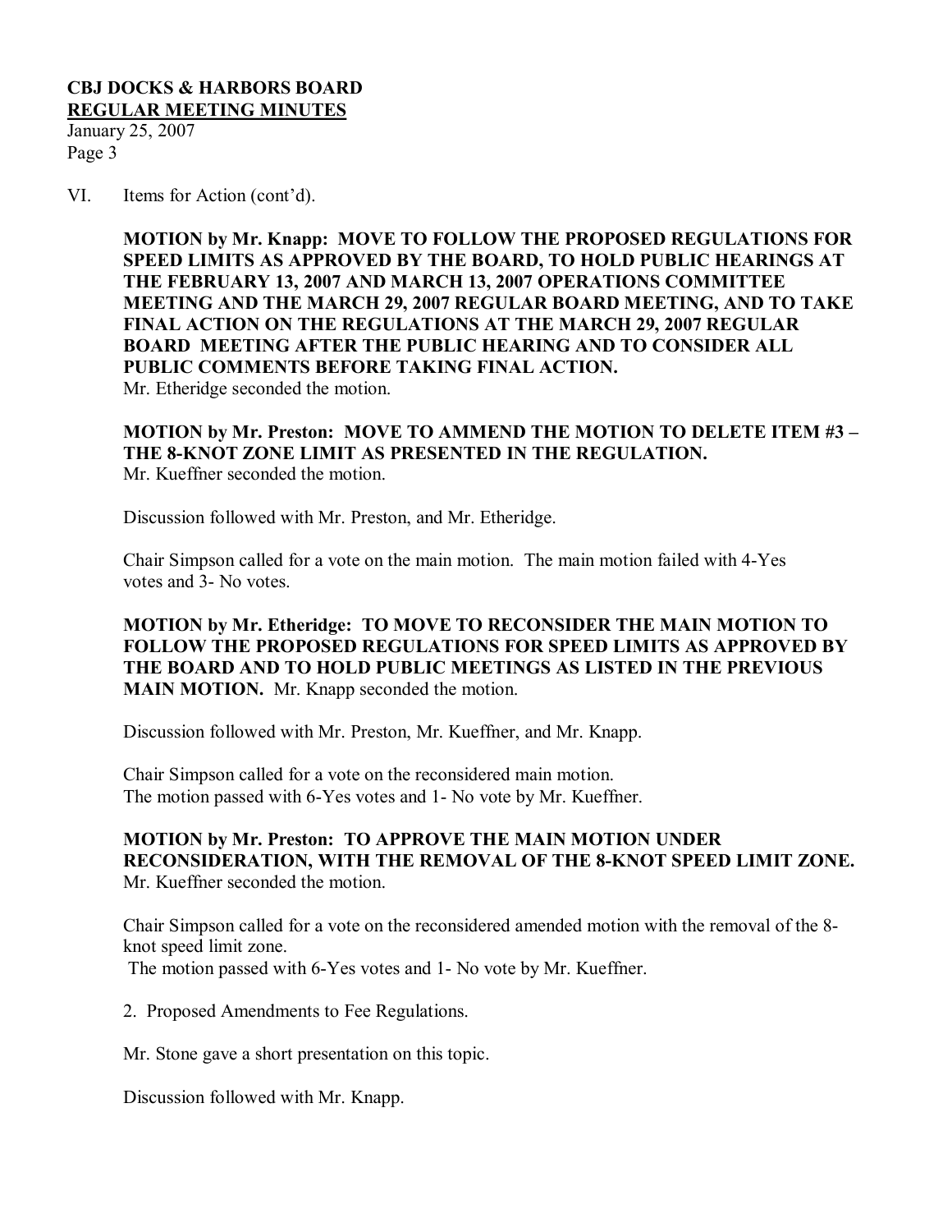VI. Items for Action (cont'd).

**MOTION by Mr. Knapp: MOVE TO FOLLOW THE PROPOSED REGULATIONS FOR SPEED LIMITS AS APPROVED BY THE BOARD, TO HOLD PUBLIC HEARINGS AT THE FEBRUARY 13, 2007 AND MARCH 13, 2007 OPERATIONS COMMITTEE MEETING AND THE MARCH 29, 2007 REGULAR BOARD MEETING, AND TO TAKE FINAL ACTION ON THE REGULATIONS AT THE MARCH 29, 2007 REGULAR BOARD MEETING AFTER THE PUBLIC HEARING AND TO CONSIDER ALL PUBLIC COMMENTS BEFORE TAKING FINAL ACTION.**
Mr. Etheridge seconded the motion.

**MOTION by Mr. Preston: MOVE TO AMMEND THE MOTION TO DELETE ITEM #3 – THE 8-KNOT ZONE LIMIT AS PRESENTED IN THE REGULATION.**
Mr. Kueffner seconded the motion.

Discussion followed with Mr. Preston, and Mr. Etheridge.

Chair Simpson called for a vote on the main motion. The main motion failed with 4-Yes votes and 3- No votes.

**MOTION by Mr. Etheridge: TO MOVE TO RECONSIDER THE MAIN MOTION TO FOLLOW THE PROPOSED REGULATIONS FOR SPEED LIMITS AS APPROVED BY THE BOARD AND TO HOLD PUBLIC MEETINGS AS LISTED IN THE PREVIOUS MAIN MOTION.** Mr. Knapp seconded the motion.

Discussion followed with Mr. Preston, Mr. Kueffner, and Mr. Knapp.

Chair Simpson called for a vote on the reconsidered main motion.
The motion passed with 6-Yes votes and 1- No vote by Mr. Kueffner.

**MOTION by Mr. Preston: TO APPROVE THE MAIN MOTION UNDER RECONSIDERATION, WITH THE REMOVAL OF THE 8-KNOT SPEED LIMIT ZONE.**
Mr. Kueffner seconded the motion.

Chair Simpson called for a vote on the reconsidered amended motion with the removal of the 8-knot speed limit zone.
The motion passed with 6-Yes votes and 1- No vote by Mr. Kueffner.

2. Proposed Amendments to Fee Regulations.

Mr. Stone gave a short presentation on this topic.

Discussion followed with Mr. Knapp.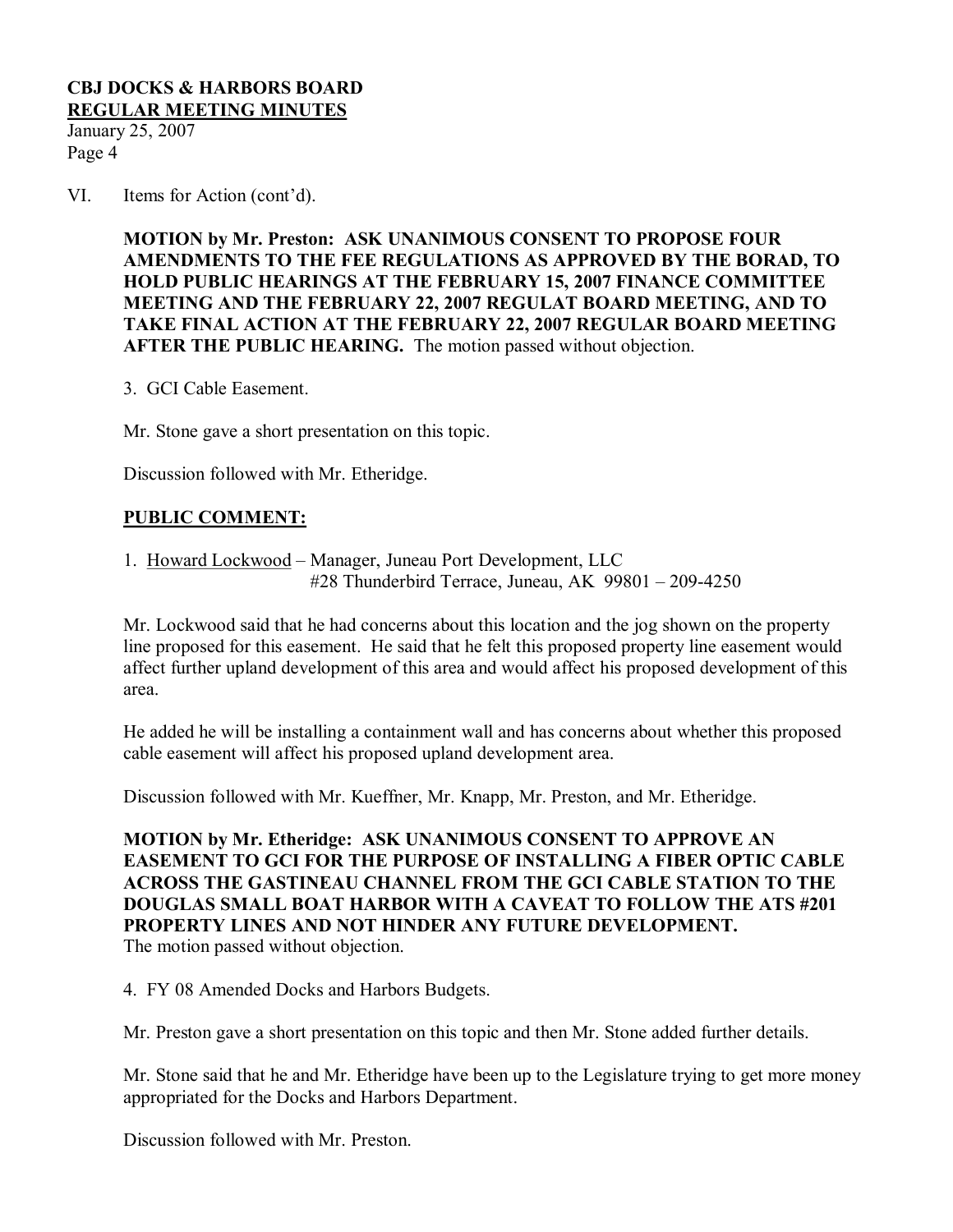VI. Items for Action (cont'd).

**MOTION by Mr. Preston: ASK UNANIMOUS CONSENT TO PROPOSE FOUR AMENDMENTS TO THE FEE REGULATIONS AS APPROVED BY THE BORAD, TO HOLD PUBLIC HEARINGS AT THE FEBRUARY 15, 2007 FINANCE COMMITTEE MEETING AND THE FEBRUARY 22, 2007 REGULAT BOARD MEETING, AND TO TAKE FINAL ACTION AT THE FEBRUARY 22, 2007 REGULAR BOARD MEETING AFTER THE PUBLIC HEARING.** The motion passed without objection.

3. GCI Cable Easement.

Mr. Stone gave a short presentation on this topic.

Discussion followed with Mr. Etheridge.

**PUBLIC COMMENT:**

1. Howard Lockwood – Manager, Juneau Port Development, LLC
   #28 Thunderbird Terrace, Juneau, AK 99801 – 209-4250

Mr. Lockwood said that he had concerns about this location and the jog shown on the property line proposed for this easement. He said that he felt this proposed property line easement would affect further upland development of this area and would affect his proposed development of this area.

He added he will be installing a containment wall and has concerns about whether this proposed cable easement will affect his proposed upland development area.

Discussion followed with Mr. Kueffner, Mr. Knapp, Mr. Preston, and Mr. Etheridge.

**MOTION by Mr. Etheridge: ASK UNANIMOUS CONSENT TO APPROVE AN EASEMENT TO GCI FOR THE PURPOSE OF INSTALLING A FIBER OPTIC CABLE ACROSS THE GASTINEAU CHANNEL FROM THE GCI CABLE STATION TO THE DOUGLAS SMALL BOAT HARBOR WITH A CAVEAT TO FOLLOW THE ATS #201 PROPERTY LINES AND NOT HINDER ANY FUTURE DEVELOPMENT.**
The motion passed without objection.

4. FY 08 Amended Docks and Harbors Budgets.

Mr. Preston gave a short presentation on this topic and then Mr. Stone added further details.

Mr. Stone said that he and Mr. Etheridge have been up to the Legislature trying to get more money appropriated for the Docks and Harbors Department.

Discussion followed with Mr. Preston.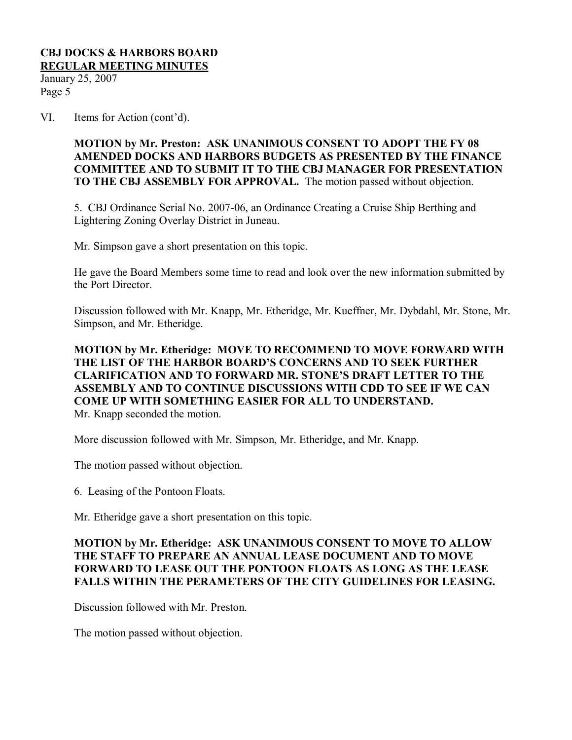VI. Items for Action (cont'd).

**MOTION by Mr. Preston: ASK UNANIMOUS CONSENT TO ADOPT THE FY 08 AMENDED DOCKS AND HARBORS BUDGETS AS PRESENTED BY THE FINANCE COMMITTEE AND TO SUBMIT IT TO THE CBJ MANAGER FOR PRESENTATION TO THE CBJ ASSEMBLY FOR APPROVAL.** The motion passed without objection.

5. CBJ Ordinance Serial No. 2007-06, an Ordinance Creating a Cruise Ship Berthing and Lightering Zoning Overlay District in Juneau.

Mr. Simpson gave a short presentation on this topic.

He gave the Board Members some time to read and look over the new information submitted by the Port Director.

Discussion followed with Mr. Knapp, Mr. Etheridge, Mr. Kueffner, Mr. Dybdahl, Mr. Stone, Mr. Simpson, and Mr. Etheridge.

**MOTION by Mr. Etheridge: MOVE TO RECOMMEND TO MOVE FORWARD WITH THE LIST OF THE HARBOR BOARD'S CONCERNS AND TO SEEK FURTHER CLARIFICATION AND TO FORWARD MR. STONE'S DRAFT LETTER TO THE ASSEMBLY AND TO CONTINUE DISCUSSIONS WITH CDD TO SEE IF WE CAN COME UP WITH SOMETHING EASIER FOR ALL TO UNDERSTAND.**
Mr. Knapp seconded the motion.

More discussion followed with Mr. Simpson, Mr. Etheridge, and Mr. Knapp.

The motion passed without objection.

6. Leasing of the Pontoon Floats.

Mr. Etheridge gave a short presentation on this topic.

**MOTION by Mr. Etheridge: ASK UNANIMOUS CONSENT TO MOVE TO ALLOW THE STAFF TO PREPARE AN ANNUAL LEASE DOCUMENT AND TO MOVE FORWARD TO LEASE OUT THE PONTOON FLOATS AS LONG AS THE LEASE FALLS WITHIN THE PERAMETERS OF THE CITY GUIDELINES FOR LEASING.**

Discussion followed with Mr. Preston.

The motion passed without objection.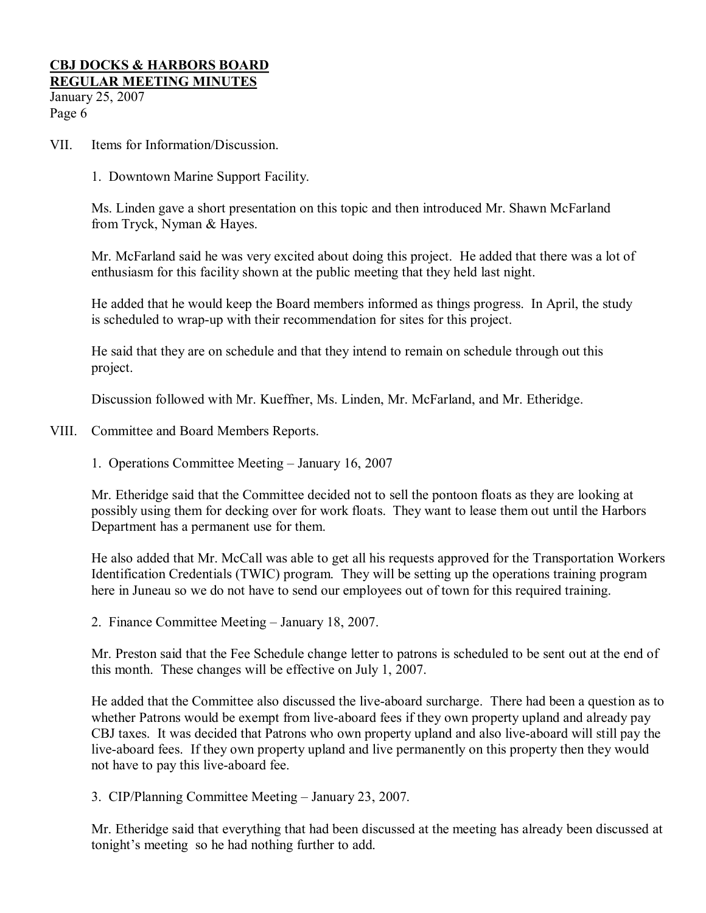VII. Items for Information/Discussion.

1. Downtown Marine Support Facility.

Ms. Linden gave a short presentation on this topic and then introduced Mr. Shawn McFarland from Tryck, Nyman & Hayes.

Mr. McFarland said he was very excited about doing this project. He added that there was a lot of enthusiasm for this facility shown at the public meeting that they held last night.

He added that he would keep the Board members informed as things progress. In April, the study is scheduled to wrap-up with their recommendation for sites for this project.

He said that they are on schedule and that they intend to remain on schedule through out this project.

Discussion followed with Mr. Kueffner, Ms. Linden, Mr. McFarland, and Mr. Etheridge.

VIII. Committee and Board Members Reports.

1. Operations Committee Meeting – January 16, 2007

Mr. Etheridge said that the Committee decided not to sell the pontoon floats as they are looking at possibly using them for decking over for work floats. They want to lease them out until the Harbors Department has a permanent use for them.

He also added that Mr. McCall was able to get all his requests approved for the Transportation Workers Identification Credentials (TWIC) program. They will be setting up the operations training program here in Juneau so we do not have to send our employees out of town for this required training.

2. Finance Committee Meeting – January 18, 2007.

Mr. Preston said that the Fee Schedule change letter to patrons is scheduled to be sent out at the end of this month. These changes will be effective on July 1, 2007.

He added that the Committee also discussed the live-aboard surcharge. There had been a question as to whether Patrons would be exempt from live-aboard fees if they own property upland and already pay CBJ taxes. It was decided that Patrons who own property upland and also live-aboard will still pay the live-aboard fees. If they own property upland and live permanently on this property then they would not have to pay this live-aboard fee.

3. CIP/Planning Committee Meeting – January 23, 2007.

Mr. Etheridge said that everything that had been discussed at the meeting has already been discussed at tonight's meeting so he had nothing further to add.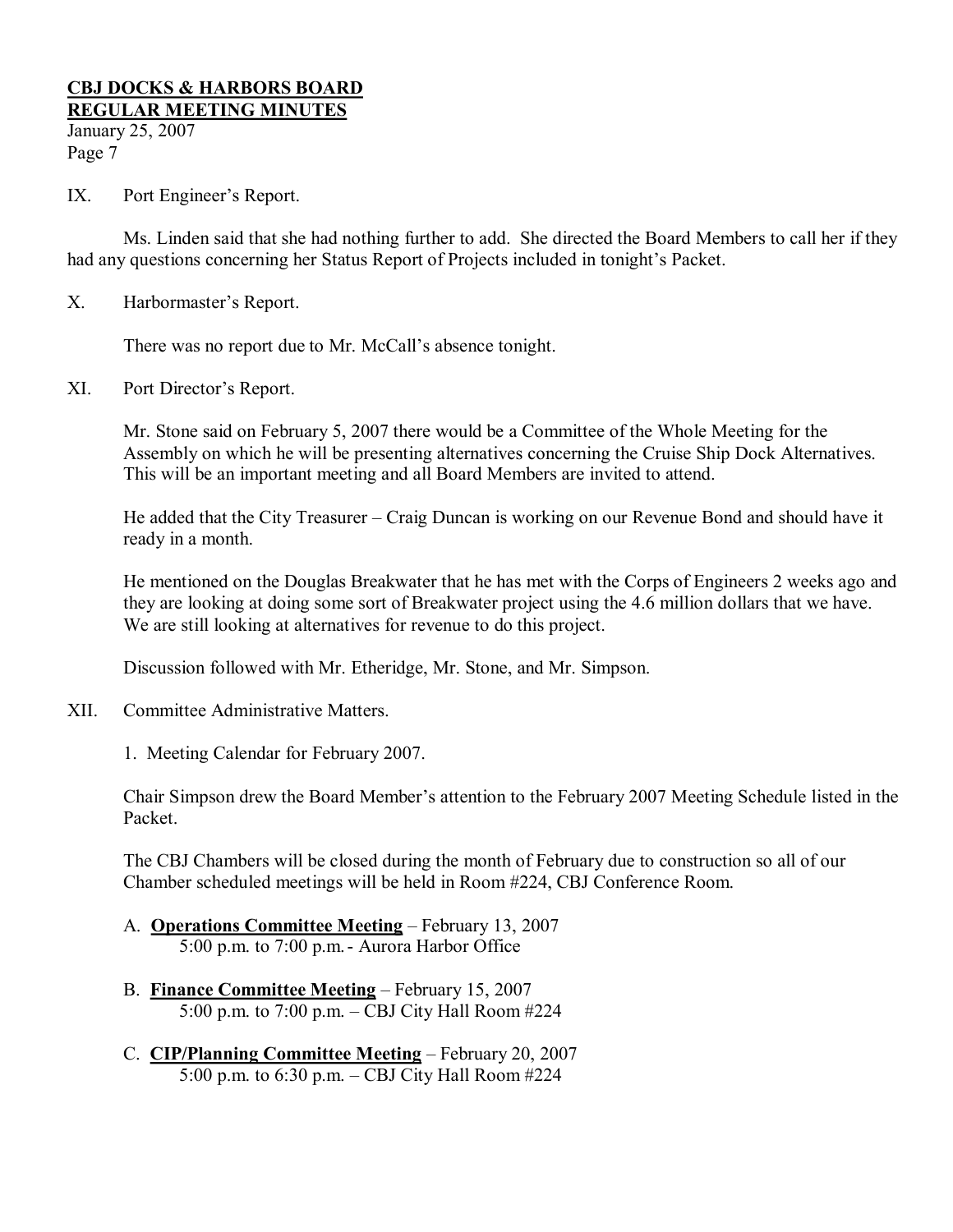IX. Port Engineer's Report.

Ms. Linden said that she had nothing further to add. She directed the Board Members to call her if they had any questions concerning her Status Report of Projects included in tonight's Packet.

X. Harbormaster's Report.

There was no report due to Mr. McCall's absence tonight.

XI. Port Director's Report.

Mr. Stone said on February 5, 2007 there would be a Committee of the Whole Meeting for the Assembly on which he will be presenting alternatives concerning the Cruise Ship Dock Alternatives. This will be an important meeting and all Board Members are invited to attend.

He added that the City Treasurer – Craig Duncan is working on our Revenue Bond and should have it ready in a month.

He mentioned on the Douglas Breakwater that he has met with the Corps of Engineers 2 weeks ago and they are looking at doing some sort of Breakwater project using the 4.6 million dollars that we have. We are still looking at alternatives for revenue to do this project.

Discussion followed with Mr. Etheridge, Mr. Stone, and Mr. Simpson.

XII. Committee Administrative Matters.

1. Meeting Calendar for February 2007.

Chair Simpson drew the Board Member's attention to the February 2007 Meeting Schedule listed in the Packet.

The CBJ Chambers will be closed during the month of February due to construction so all of our Chamber scheduled meetings will be held in Room #224, CBJ Conference Room.

A. **Operations Committee Meeting** – February 13, 2007
 5:00 p.m. to 7:00 p.m.- Aurora Harbor Office

B. **Finance Committee Meeting** – February 15, 2007
 5:00 p.m. to 7:00 p.m. – CBJ City Hall Room #224

C. **CIP/Planning Committee Meeting** – February 20, 2007
 5:00 p.m. to 6:30 p.m. – CBJ City Hall Room #224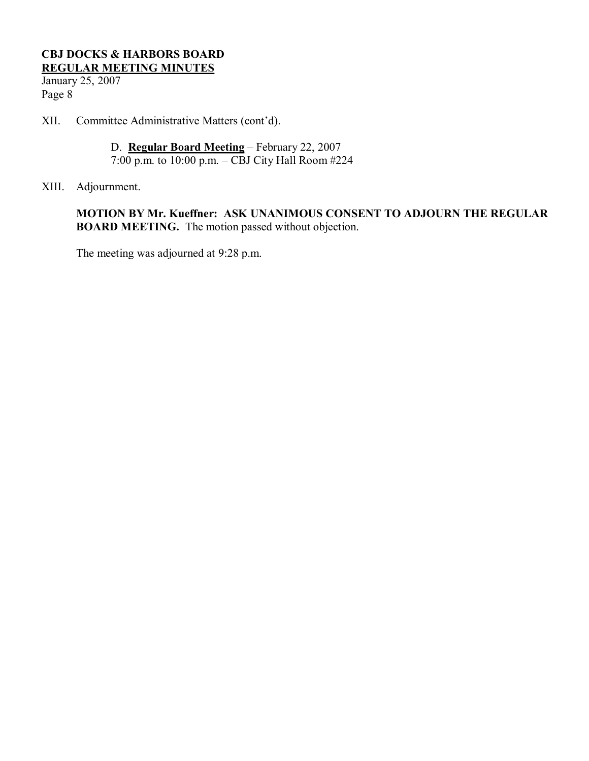XII. Committee Administrative Matters (cont'd).

D. **Regular Board Meeting** – February 22, 2007
7:00 p.m. to 10:00 p.m. – CBJ City Hall Room #224

XIII. Adjournment.

**MOTION BY Mr. Kueffner: ASK UNANIMOUS CONSENT TO ADJOURN THE REGULAR BOARD MEETING.** The motion passed without objection.

The meeting was adjourned at 9:28 p.m.